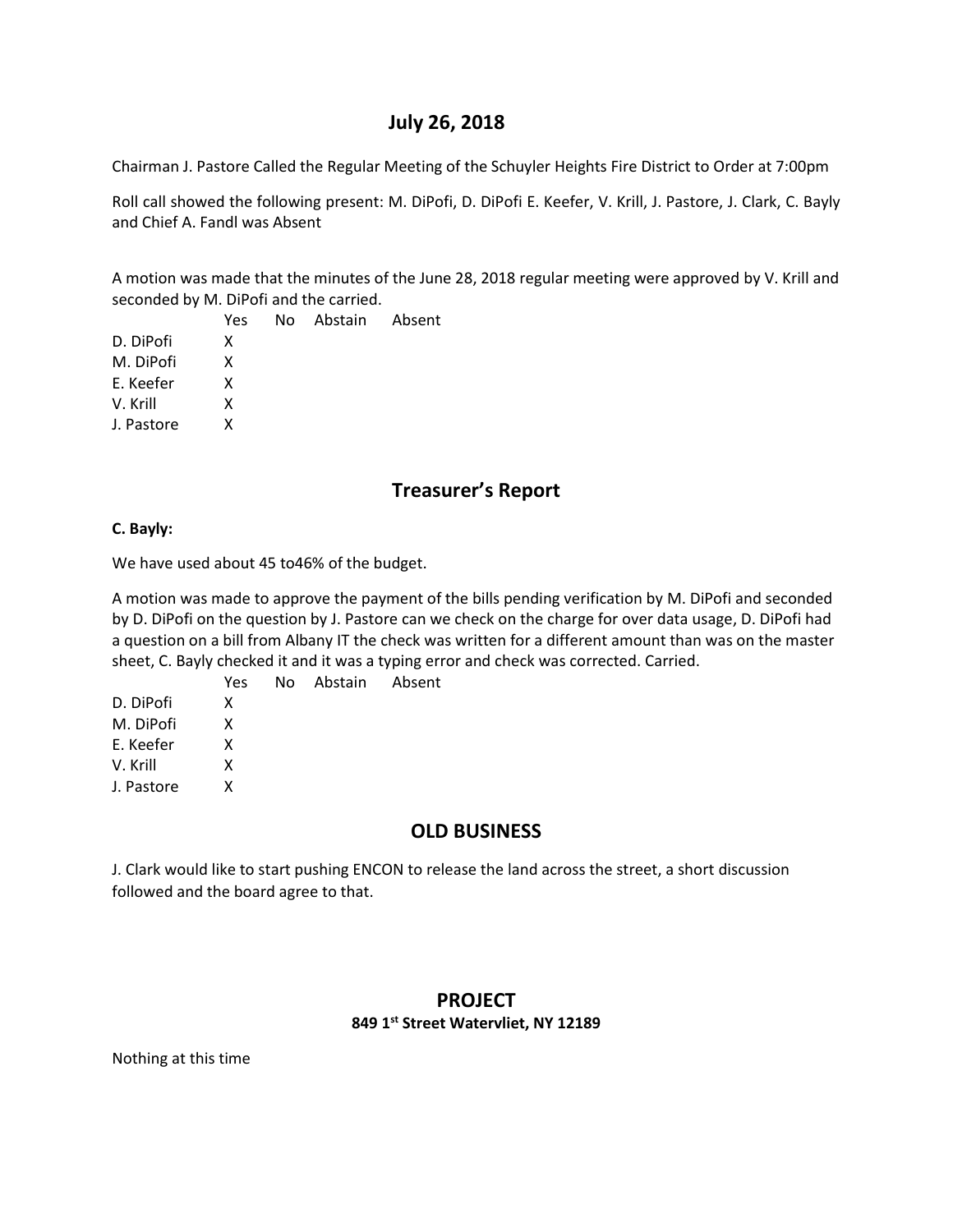# July 26, 2018

Chairman J. Pastore Called the Regular Meeting of the Schuyler Heights Fire District to Order at 7:00pm

Roll call showed the following present: M. DiPofi, D. DiPofi E. Keefer, V. Krill, J. Pastore, J. Clark, C. Bayly and Chief A. Fandl was Absent

A motion was made that the minutes of the June 28, 2018 regular meeting were approved by V. Krill and seconded by M. DiPofi and the carried.

| | Yes | No | Abstain | Absent |
|---|---|---|---|---|
| D. DiPofi | X | | | |
| M. DiPofi | X | | | |
| E. Keefer | X | | | |
| V. Krill | X | | | |
| J. Pastore | X | | | |

## Treasurer's Report

**C. Bayly:**

We have used about 45 to46% of the budget.

A motion was made to approve the payment of the bills pending verification by M. DiPofi and seconded by D. DiPofi on the question by J. Pastore can we check on the charge for over data usage, D. DiPofi had a question on a bill from Albany IT the check was written for a different amount than was on the master sheet, C. Bayly checked it and it was a typing error and check was corrected. Carried.

| | Yes | No | Abstain | Absent |
|---|---|---|---|---|
| D. DiPofi | X | | | |
| M. DiPofi | X | | | |
| E. Keefer | X | | | |
| V. Krill | X | | | |
| J. Pastore | X | | | |

## OLD BUSINESS

J. Clark would like to start pushing ENCON to release the land across the street, a short discussion followed and the board agree to that.

## PROJECT

**849 1st Street Watervliet, NY 12189**

Nothing at this time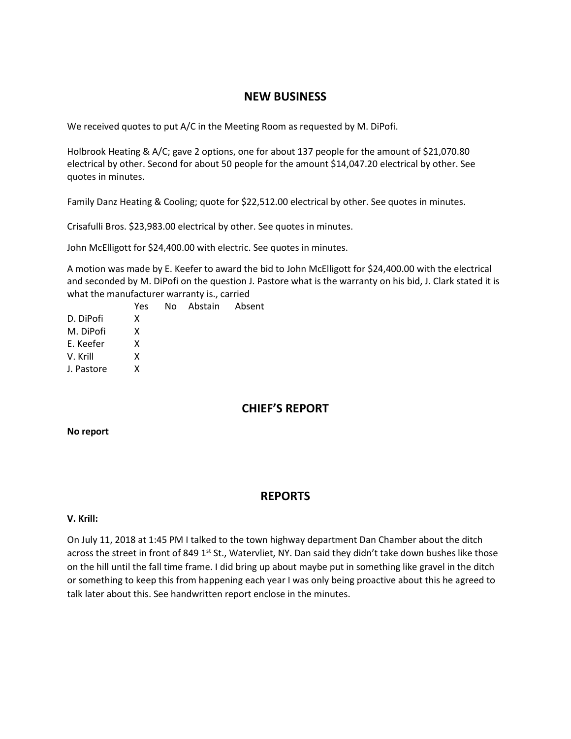## NEW BUSINESS

We received quotes to put A/C in the Meeting Room as requested by M. DiPofi.

Holbrook Heating & A/C; gave 2 options, one for about 137 people for the amount of $21,070.80 electrical by other. Second for about 50 people for the amount $14,047.20 electrical by other. See quotes in minutes.

Family Danz Heating & Cooling; quote for $22,512.00 electrical by other. See quotes in minutes.

Crisafulli Bros. $23,983.00 electrical by other. See quotes in minutes.

John McElligott for $24,400.00 with electric. See quotes in minutes.

A motion was made by E. Keefer to award the bid to John McElligott for $24,400.00 with the electrical and seconded by M. DiPofi on the question J. Pastore what is the warranty on his bid, J. Clark stated it is what the manufacturer warranty is., carried

| | Yes | No | Abstain | Absent |
|---|---|---|---|---|
| D. DiPofi | X | | | |
| M. DiPofi | X | | | |
| E. Keefer | X | | | |
| V. Krill | X | | | |
| J. Pastore | X | | | |

## CHIEF'S REPORT

**No report**

## REPORTS

**V. Krill:**

On July 11, 2018 at 1:45 PM I talked to the town highway department Dan Chamber about the ditch across the street in front of 849 1st St., Watervliet, NY. Dan said they didn't take down bushes like those on the hill until the fall time frame. I did bring up about maybe put in something like gravel in the ditch or something to keep this from happening each year I was only being proactive about this he agreed to talk later about this. See handwritten report enclose in the minutes.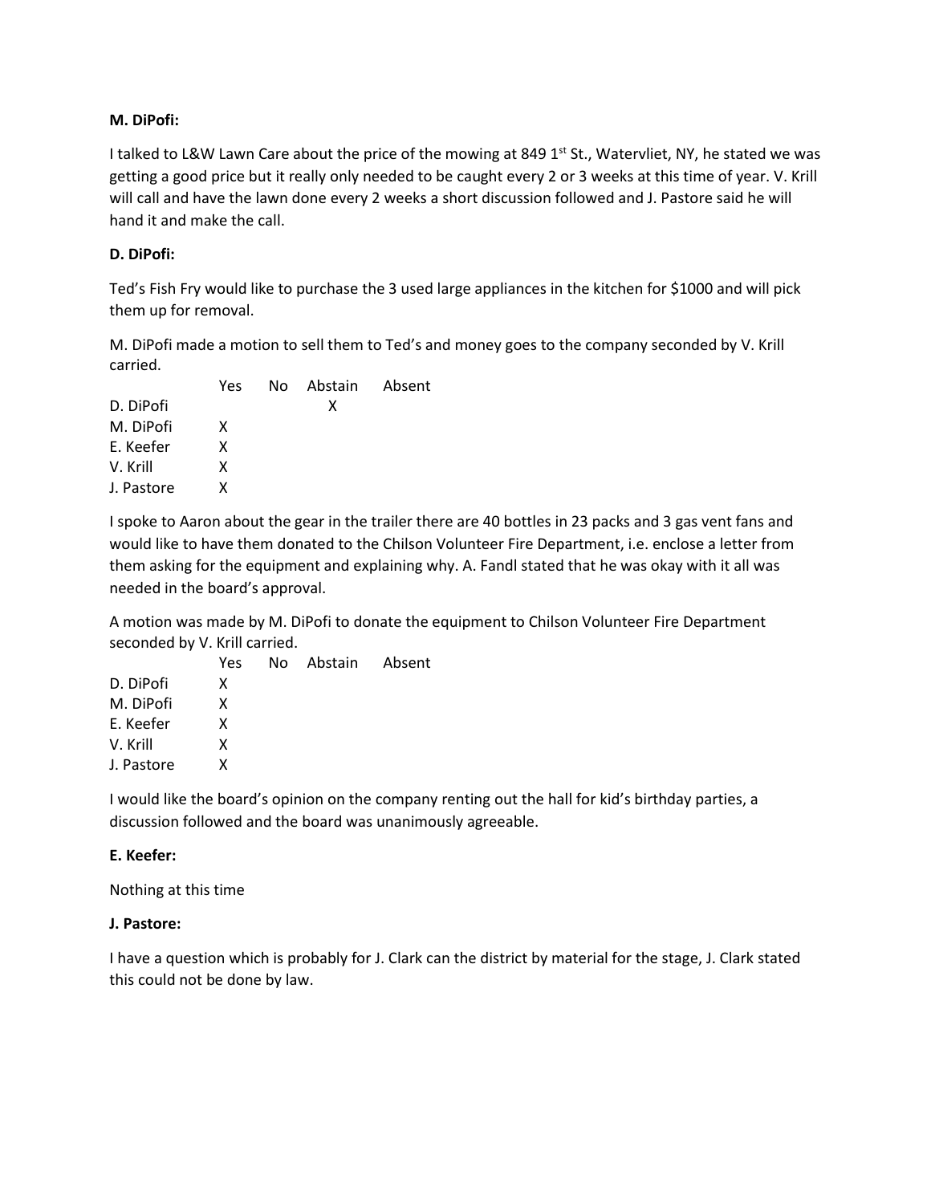**M. DiPofi:**

I talked to L&W Lawn Care about the price of the mowing at 849 1st St., Watervliet, NY, he stated we was getting a good price but it really only needed to be caught every 2 or 3 weeks at this time of year. V. Krill will call and have the lawn done every 2 weeks a short discussion followed and J. Pastore said he will hand it and make the call.

**D. DiPofi:**

Ted's Fish Fry would like to purchase the 3 used large appliances in the kitchen for $1000 and will pick them up for removal.

M. DiPofi made a motion to sell them to Ted's and money goes to the company seconded by V. Krill carried.

| | Yes | No | Abstain | Absent |
|---|---|---|---|---|
| D. DiPofi | | | X | |
| M. DiPofi | X | | | |
| E. Keefer | X | | | |
| V. Krill | X | | | |
| J. Pastore | X | | | |

I spoke to Aaron about the gear in the trailer there are 40 bottles in 23 packs and 3 gas vent fans and would like to have them donated to the Chilson Volunteer Fire Department, i.e. enclose a letter from them asking for the equipment and explaining why. A. Fandl stated that he was okay with it all was needed in the board's approval.

A motion was made by M. DiPofi to donate the equipment to Chilson Volunteer Fire Department seconded by V. Krill carried.

| | Yes | No | Abstain | Absent |
|---|---|---|---|---|
| D. DiPofi | X | | | |
| M. DiPofi | X | | | |
| E. Keefer | X | | | |
| V. Krill | X | | | |
| J. Pastore | X | | | |

I would like the board's opinion on the company renting out the hall for kid's birthday parties, a discussion followed and the board was unanimously agreeable.

**E. Keefer:**

Nothing at this time

**J. Pastore:**

I have a question which is probably for J. Clark can the district by material for the stage, J. Clark stated this could not be done by law.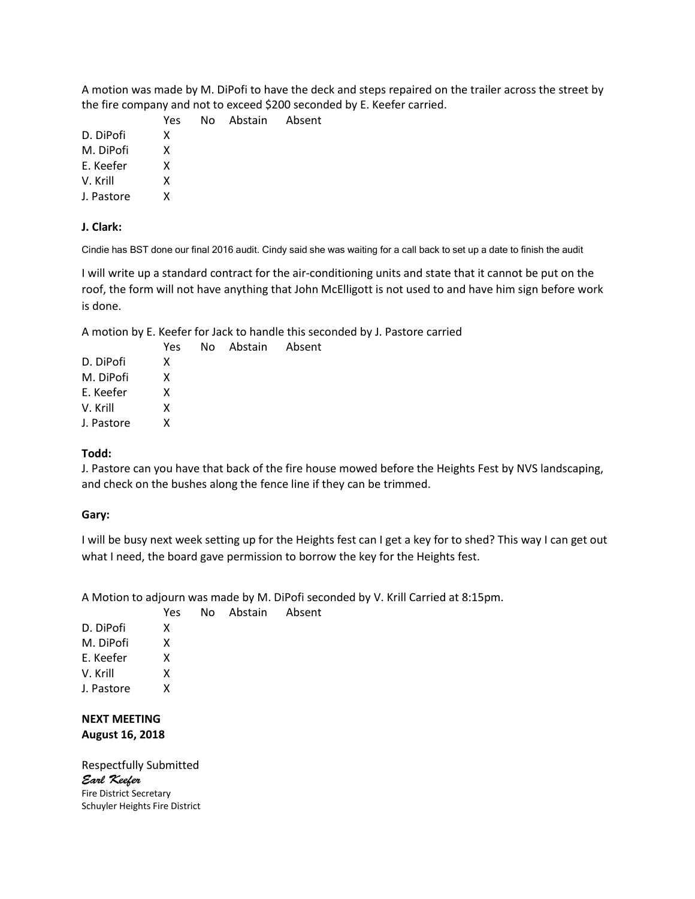A motion was made by M. DiPofi to have the deck and steps repaired on the trailer across the street by the fire company and not to exceed $200 seconded by E. Keefer carried.

| | Yes | No | Abstain | Absent |
|---|---|---|---|---|
| D. DiPofi | X | | | |
| M. DiPofi | X | | | |
| E. Keefer | X | | | |
| V. Krill | X | | | |
| J. Pastore | X | | | |

**J. Clark:**

Cindie has BST done our final 2016 audit. Cindy said she was waiting for a call back to set up a date to finish the audit

I will write up a standard contract for the air-conditioning units and state that it cannot be put on the roof, the form will not have anything that John McElligott is not used to and have him sign before work is done.

A motion by E. Keefer for Jack to handle this seconded by J. Pastore carried

| | Yes | No | Abstain | Absent |
|---|---|---|---|---|
| D. DiPofi | X | | | |
| M. DiPofi | X | | | |
| E. Keefer | X | | | |
| V. Krill | X | | | |
| J. Pastore | X | | | |

**Todd:**

J. Pastore can you have that back of the fire house mowed before the Heights Fest by NVS landscaping, and check on the bushes along the fence line if they can be trimmed.

**Gary:**

I will be busy next week setting up for the Heights fest can I get a key for to shed? This way I can get out what I need, the board gave permission to borrow the key for the Heights fest.

A Motion to adjourn was made by M. DiPofi seconded by V. Krill Carried at 8:15pm.

| | Yes | No | Abstain | Absent |
|---|---|---|---|---|
| D. DiPofi | X | | | |
| M. DiPofi | X | | | |
| E. Keefer | X | | | |
| V. Krill | X | | | |
| J. Pastore | X | | | |

**NEXT MEETING**
**August 16, 2018**

Respectfully Submitted
*Earl Keefer*
Fire District Secretary
Schuyler Heights Fire District